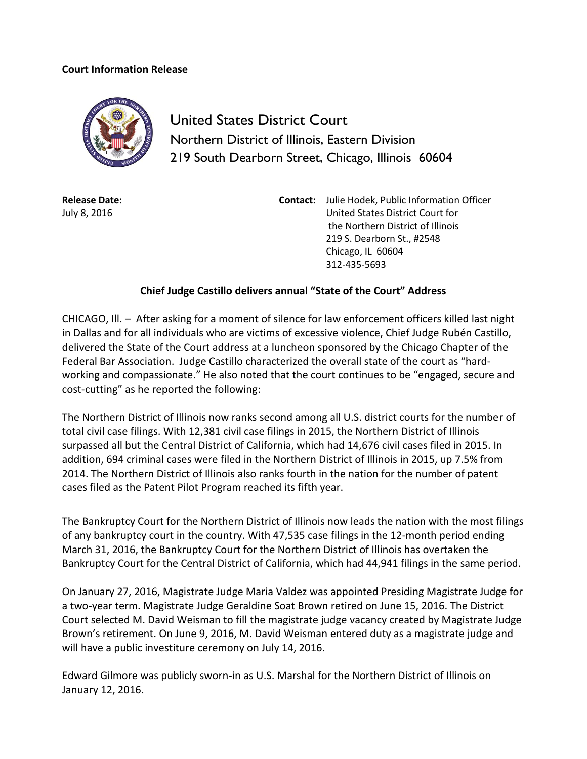**Court Information Release**

# United States District Court
## Northern District of Illinois, Eastern Division
## 219 South Dearborn Street, Chicago, Illinois 60604

**Release Date:**
July 8, 2016

**Contact:** Julie Hodek, Public Information Officer
United States District Court for
the Northern District of Illinois
219 S. Dearborn St., #2548
Chicago, IL 60604
312-435-5693

### Chief Judge Castillo delivers annual "State of the Court" Address

CHICAGO, Ill. – After asking for a moment of silence for law enforcement officers killed last night in Dallas and for all individuals who are victims of excessive violence, Chief Judge Rubén Castillo, delivered the State of the Court address at a luncheon sponsored by the Chicago Chapter of the Federal Bar Association. Judge Castillo characterized the overall state of the court as "hard-working and compassionate." He also noted that the court continues to be "engaged, secure and cost-cutting" as he reported the following:

The Northern District of Illinois now ranks second among all U.S. district courts for the number of total civil case filings. With 12,381 civil case filings in 2015, the Northern District of Illinois surpassed all but the Central District of California, which had 14,676 civil cases filed in 2015. In addition, 694 criminal cases were filed in the Northern District of Illinois in 2015, up 7.5% from 2014. The Northern District of Illinois also ranks fourth in the nation for the number of patent cases filed as the Patent Pilot Program reached its fifth year.

The Bankruptcy Court for the Northern District of Illinois now leads the nation with the most filings of any bankruptcy court in the country. With 47,535 case filings in the 12-month period ending March 31, 2016, the Bankruptcy Court for the Northern District of Illinois has overtaken the Bankruptcy Court for the Central District of California, which had 44,941 filings in the same period.

On January 27, 2016, Magistrate Judge Maria Valdez was appointed Presiding Magistrate Judge for a two-year term. Magistrate Judge Geraldine Soat Brown retired on June 15, 2016. The District Court selected M. David Weisman to fill the magistrate judge vacancy created by Magistrate Judge Brown's retirement. On June 9, 2016, M. David Weisman entered duty as a magistrate judge and will have a public investiture ceremony on July 14, 2016.

Edward Gilmore was publicly sworn-in as U.S. Marshal for the Northern District of Illinois on January 12, 2016.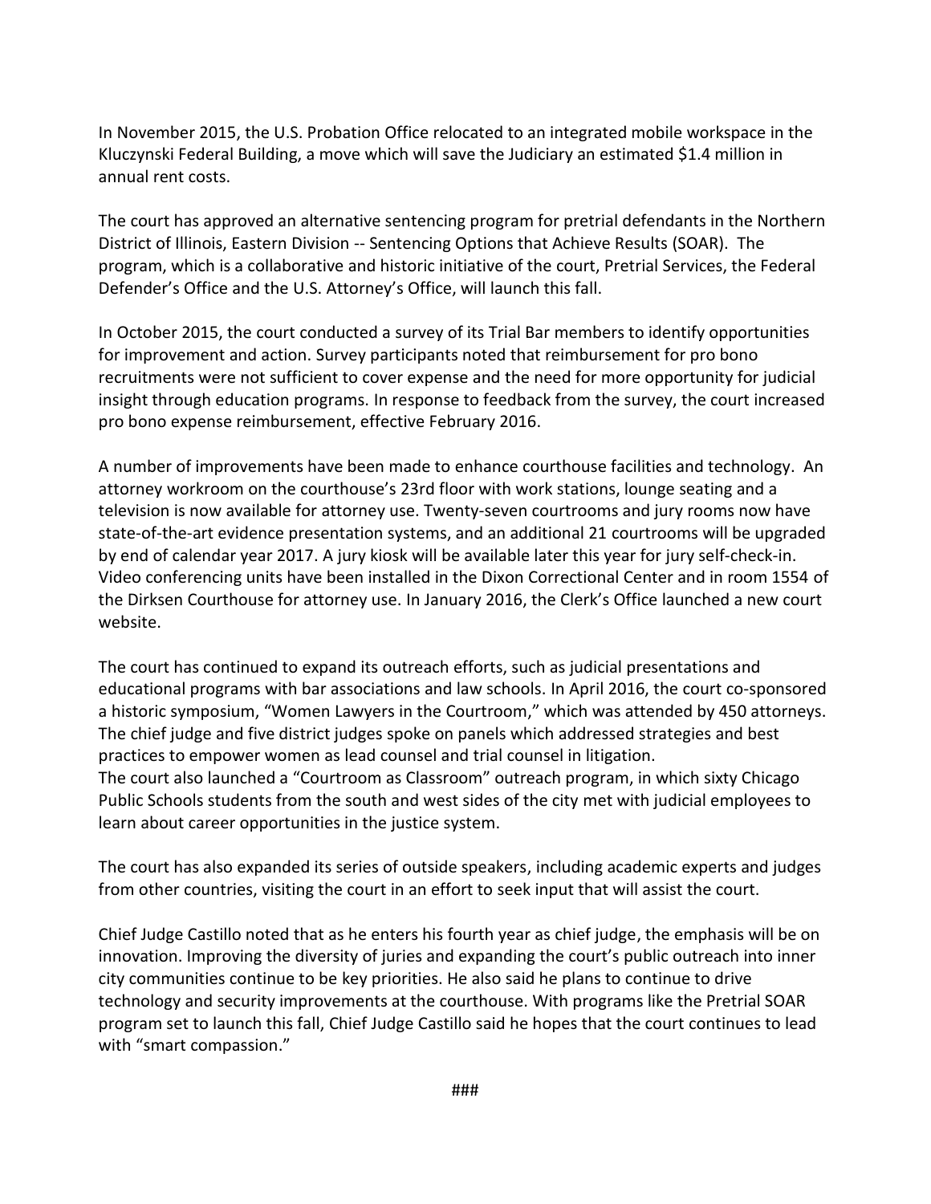In November 2015, the U.S. Probation Office relocated to an integrated mobile workspace in the Kluczynski Federal Building, a move which will save the Judiciary an estimated $1.4 million in annual rent costs.

The court has approved an alternative sentencing program for pretrial defendants in the Northern District of Illinois, Eastern Division -- Sentencing Options that Achieve Results (SOAR). The program, which is a collaborative and historic initiative of the court, Pretrial Services, the Federal Defender's Office and the U.S. Attorney's Office, will launch this fall.

In October 2015, the court conducted a survey of its Trial Bar members to identify opportunities for improvement and action. Survey participants noted that reimbursement for pro bono recruitments were not sufficient to cover expense and the need for more opportunity for judicial insight through education programs. In response to feedback from the survey, the court increased pro bono expense reimbursement, effective February 2016.

A number of improvements have been made to enhance courthouse facilities and technology. An attorney workroom on the courthouse's 23rd floor with work stations, lounge seating and a television is now available for attorney use. Twenty-seven courtrooms and jury rooms now have state-of-the-art evidence presentation systems, and an additional 21 courtrooms will be upgraded by end of calendar year 2017. A jury kiosk will be available later this year for jury self-check-in. Video conferencing units have been installed in the Dixon Correctional Center and in room 1554 of the Dirksen Courthouse for attorney use. In January 2016, the Clerk's Office launched a new court website.

The court has continued to expand its outreach efforts, such as judicial presentations and educational programs with bar associations and law schools. In April 2016, the court co-sponsored a historic symposium, "Women Lawyers in the Courtroom," which was attended by 450 attorneys. The chief judge and five district judges spoke on panels which addressed strategies and best practices to empower women as lead counsel and trial counsel in litigation.
The court also launched a "Courtroom as Classroom" outreach program, in which sixty Chicago Public Schools students from the south and west sides of the city met with judicial employees to learn about career opportunities in the justice system.

The court has also expanded its series of outside speakers, including academic experts and judges from other countries, visiting the court in an effort to seek input that will assist the court.

Chief Judge Castillo noted that as he enters his fourth year as chief judge, the emphasis will be on innovation. Improving the diversity of juries and expanding the court's public outreach into inner city communities continue to be key priorities. He also said he plans to continue to drive technology and security improvements at the courthouse. With programs like the Pretrial SOAR program set to launch this fall, Chief Judge Castillo said he hopes that the court continues to lead with "smart compassion."

###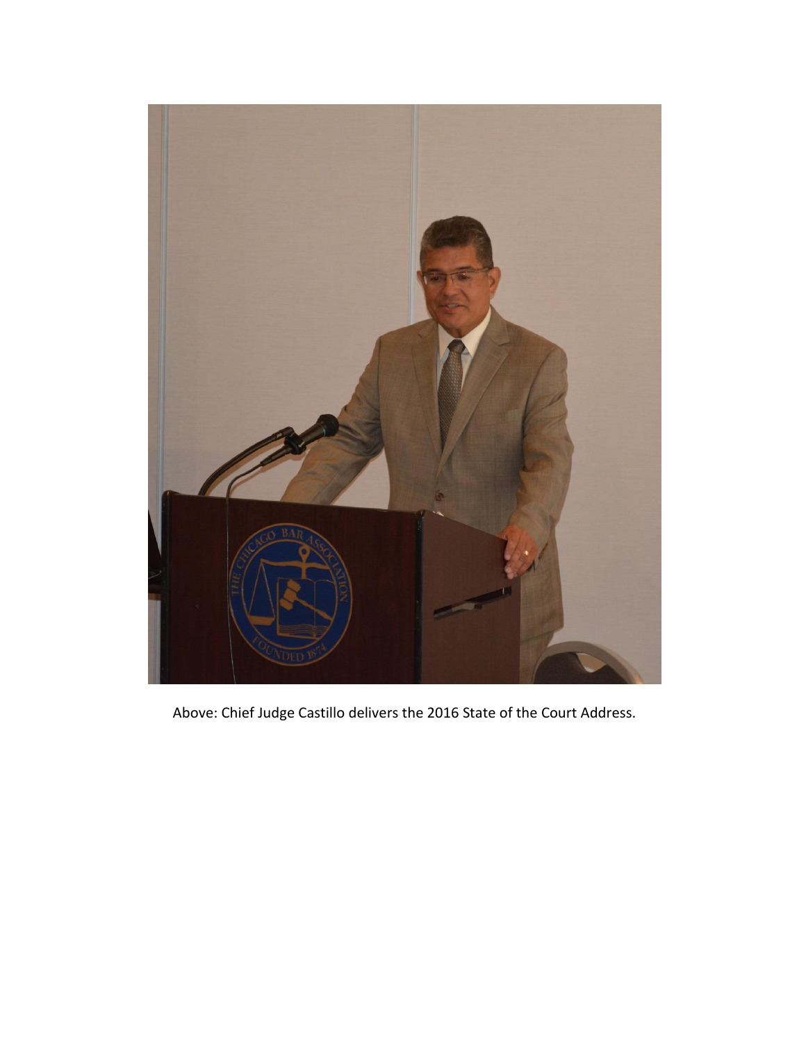Above: Chief Judge Castillo delivers the 2016 State of the Court Address.